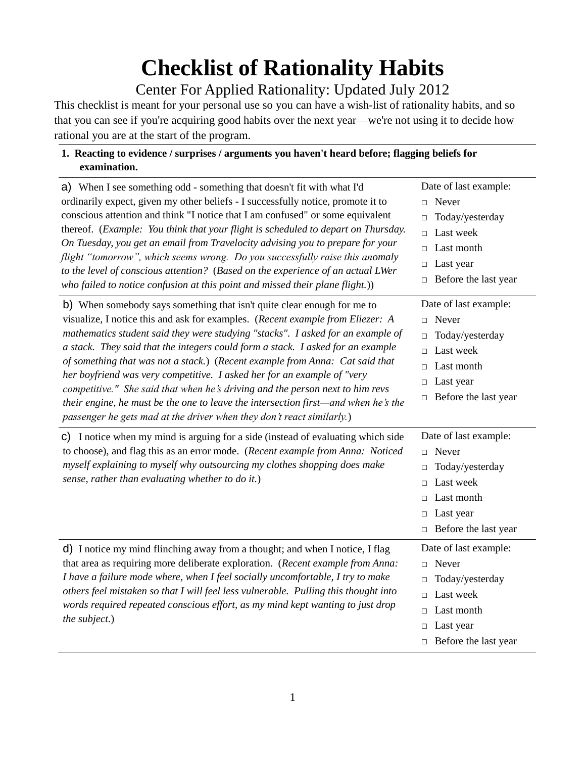# Checklist of Rationality Habits

Center For Applied Rationality: Updated July 2012

This checklist is meant for your personal use so you can have a wish-list of rationality habits, and so that you can see if you're acquiring good habits over the next year—we're not using it to decide how rational you are at the start of the program.

| **1. Reacting to evidence / surprises / arguments you haven't heard before; flagging beliefs for examination.** | |
|---|---|
| a) When I see something odd - something that doesn't fit with what I'd ordinarily expect, given my other beliefs - I successfully notice, promote it to conscious attention and think "I notice that I am confused" or some equivalent thereof. (*Example: You think that your flight is scheduled to depart on Thursday. On Tuesday, you get an email from Travelocity advising you to prepare for your flight "tomorrow", which seems wrong. Do you successfully raise this anomaly to the level of conscious attention?* (*Based on the experience of an actual LWer who failed to notice confusion at this point and missed their plane flight.*)) | Date of last example:<br>□ Never<br>□ Today/yesterday<br>□ Last week<br>□ Last month<br>□ Last year<br>□ Before the last year |
| b) When somebody says something that isn't quite clear enough for me to visualize, I notice this and ask for examples. (*Recent example from Eliezer: A mathematics student said they were studying "stacks". I asked for an example of a stack. They said that the integers could form a stack. I asked for an example of something that was not a stack.*) (*Recent example from Anna: Cat said that her boyfriend was very competitive. I asked her for an example of "very competitive." She said that when he's driving and the person next to him revs their engine, he must be the one to leave the intersection first—and when he's the passenger he gets mad at the driver when they don't react similarly.*) | Date of last example:<br>□ Never<br>□ Today/yesterday<br>□ Last week<br>□ Last month<br>□ Last year<br>□ Before the last year |
| c) I notice when my mind is arguing for a side (instead of evaluating which side to choose), and flag this as an error mode. (*Recent example from Anna: Noticed myself explaining to myself why outsourcing my clothes shopping does make sense, rather than evaluating whether to do it.*) | Date of last example:<br>□ Never<br>□ Today/yesterday<br>□ Last week<br>□ Last month<br>□ Last year<br>□ Before the last year |
| d) I notice my mind flinching away from a thought; and when I notice, I flag that area as requiring more deliberate exploration. (*Recent example from Anna: I have a failure mode where, when I feel socially uncomfortable, I try to make others feel mistaken so that I will feel less vulnerable. Pulling this thought into words required repeated conscious effort, as my mind kept wanting to just drop the subject.*) | Date of last example:<br>□ Never<br>□ Today/yesterday<br>□ Last week<br>□ Last month<br>□ Last year<br>□ Before the last year |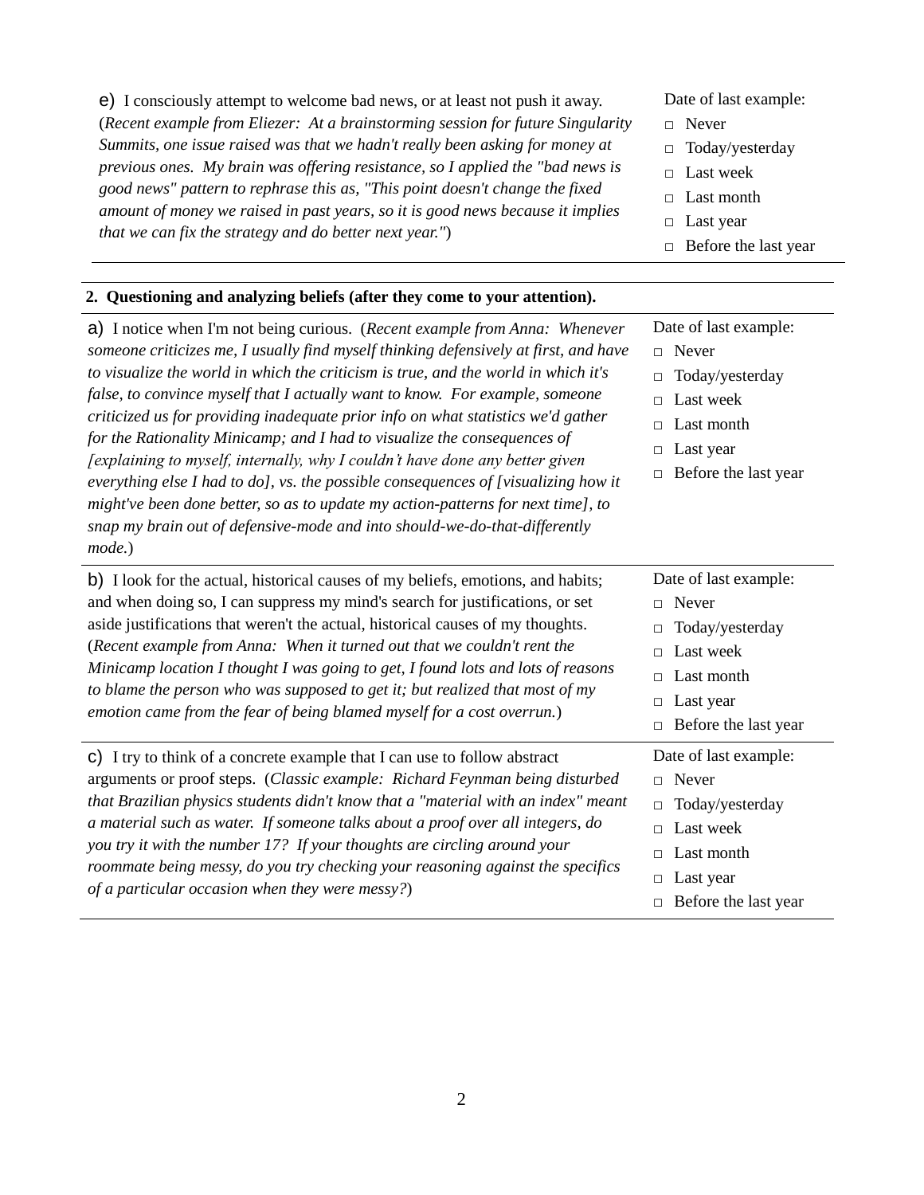e) I consciously attempt to welcome bad news, or at least not push it away. (*Recent example from Eliezer: At a brainstorming session for future Singularity Summits, one issue raised was that we hadn't really been asking for money at previous ones. My brain was offering resistance, so I applied the "bad news is good news" pattern to rephrase this as, "This point doesn't change the fixed amount of money we raised in past years, so it is good news because it implies that we can fix the strategy and do better next year."*)

Date of last example:
- □ Never
- □ Today/yesterday
- □ Last week
- □ Last month
- □ Last year
- □ Before the last year

---

**2. Questioning and analyzing beliefs (after they come to your attention).**

a) I notice when I'm not being curious. (*Recent example from Anna: Whenever someone criticizes me, I usually find myself thinking defensively at first, and have to visualize the world in which the criticism is true, and the world in which it's false, to convince myself that I actually want to know. For example, someone criticized us for providing inadequate prior info on what statistics we'd gather for the Rationality Minicamp; and I had to visualize the consequences of [explaining to myself, internally, why I couldn't have done any better given everything else I had to do], vs. the possible consequences of [visualizing how it might've been done better, so as to update my action-patterns for next time], to snap my brain out of defensive-mode and into should-we-do-that-differently mode.*)

Date of last example:
- □ Never
- □ Today/yesterday
- □ Last week
- □ Last month
- □ Last year
- □ Before the last year

b) I look for the actual, historical causes of my beliefs, emotions, and habits; and when doing so, I can suppress my mind's search for justifications, or set aside justifications that weren't the actual, historical causes of my thoughts. (*Recent example from Anna: When it turned out that we couldn't rent the Minicamp location I thought I was going to get, I found lots and lots of reasons to blame the person who was supposed to get it; but realized that most of my emotion came from the fear of being blamed myself for a cost overrun.*)

Date of last example:
- □ Never
- □ Today/yesterday
- □ Last week
- □ Last month
- □ Last year
- □ Before the last year

c) I try to think of a concrete example that I can use to follow abstract arguments or proof steps. (*Classic example: Richard Feynman being disturbed that Brazilian physics students didn't know that a "material with an index" meant a material such as water. If someone talks about a proof over all integers, do you try it with the number 17? If your thoughts are circling around your roommate being messy, do you try checking your reasoning against the specifics of a particular occasion when they were messy?*)

Date of last example:
- □ Never
- □ Today/yesterday
- □ Last week
- □ Last month
- □ Last year
- □ Before the last year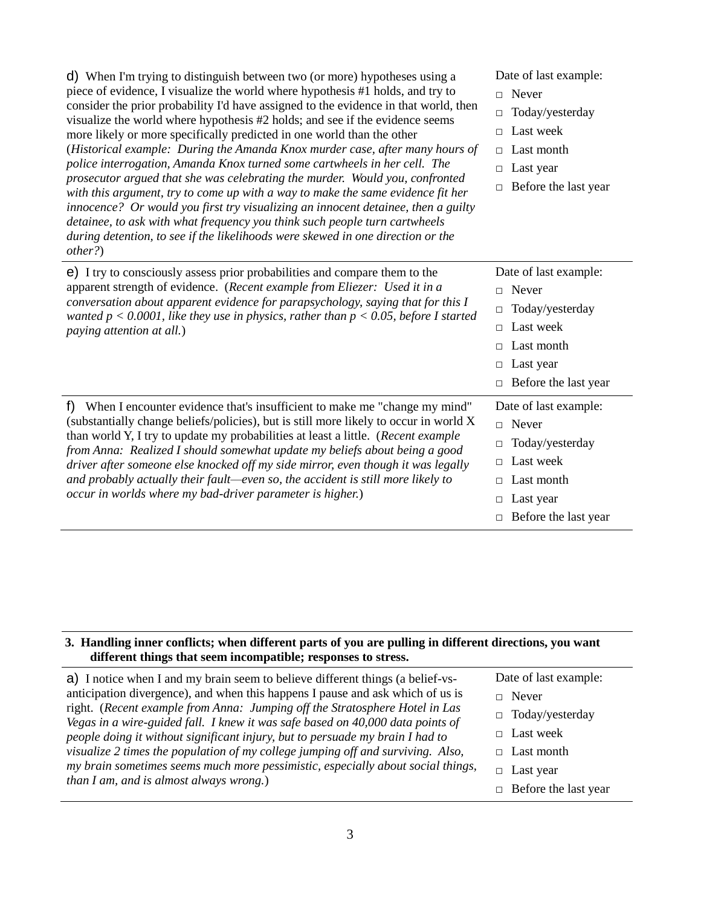| | |
|---|---|
| d) When I'm trying to distinguish between two (or more) hypotheses using a piece of evidence, I visualize the world where hypothesis #1 holds, and try to consider the prior probability I'd have assigned to the evidence in that world, then visualize the world where hypothesis #2 holds; and see if the evidence seems more likely or more specifically predicted in one world than the other (*Historical example: During the Amanda Knox murder case, after many hours of police interrogation, Amanda Knox turned some cartwheels in her cell. The prosecutor argued that she was celebrating the murder. Would you, confronted with this argument, try to come up with a way to make the same evidence fit her innocence? Or would you first try visualizing an innocent detainee, then a guilty detainee, to ask with what frequency you think such people turn cartwheels during detention, to see if the likelihoods were skewed in one direction or the other?*) | Date of last example:<br>□ Never<br>□ Today/yesterday<br>□ Last week<br>□ Last month<br>□ Last year<br>□ Before the last year |
| e) I try to consciously assess prior probabilities and compare them to the apparent strength of evidence. (*Recent example from Eliezer: Used it in a conversation about apparent evidence for parapsychology, saying that for this I wanted $p < 0.0001$, like they use in physics, rather than $p < 0.05$, before I started paying attention at all.*) | Date of last example:<br>□ Never<br>□ Today/yesterday<br>□ Last week<br>□ Last month<br>□ Last year<br>□ Before the last year |
| f) When I encounter evidence that's insufficient to make me "change my mind" (substantially change beliefs/policies), but is still more likely to occur in world X than world Y, I try to update my probabilities at least a little. (*Recent example from Anna: Realized I should somewhat update my beliefs about being a good driver after someone else knocked off my side mirror, even though it was legally and probably actually their fault—even so, the accident is still more likely to occur in worlds where my bad-driver parameter is higher.*) | Date of last example:<br>□ Never<br>□ Today/yesterday<br>□ Last week<br>□ Last month<br>□ Last year<br>□ Before the last year |

**3. Handling inner conflicts; when different parts of you are pulling in different directions, you want different things that seem incompatible; responses to stress.**

| | |
|---|---|
| a) I notice when I and my brain seem to believe different things (a belief-vs-anticipation divergence), and when this happens I pause and ask which of us is right. (*Recent example from Anna: Jumping off the Stratosphere Hotel in Las Vegas in a wire-guided fall. I knew it was safe based on 40,000 data points of people doing it without significant injury, but to persuade my brain I had to visualize 2 times the population of my college jumping off and surviving. Also, my brain sometimes seems much more pessimistic, especially about social things, than I am, and is almost always wrong.*) | Date of last example:<br>□ Never<br>□ Today/yesterday<br>□ Last week<br>□ Last month<br>□ Last year<br>□ Before the last year |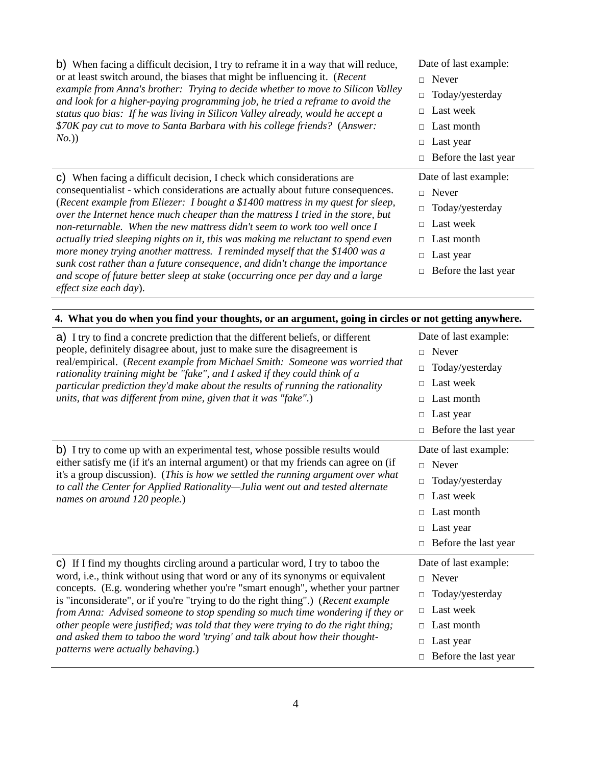| | |
|---|---|
| b) When facing a difficult decision, I try to reframe it in a way that will reduce, or at least switch around, the biases that might be influencing it. (*Recent example from Anna's brother: Trying to decide whether to move to Silicon Valley and look for a higher-paying programming job, he tried a reframe to avoid the status quo bias: If he was living in Silicon Valley already, would he accept a $70K pay cut to move to Santa Barbara with his college friends?* (*Answer: No.*)) | Date of last example:<br>□ Never<br>□ Today/yesterday<br>□ Last week<br>□ Last month<br>□ Last year<br>□ Before the last year |
| c) When facing a difficult decision, I check which considerations are consequentialist - which considerations are actually about future consequences. (*Recent example from Eliezer: I bought a $1400 mattress in my quest for sleep, over the Internet hence much cheaper than the mattress I tried in the store, but non-returnable. When the new mattress didn't seem to work too well once I actually tried sleeping nights on it, this was making me reluctant to spend even more money trying another mattress. I reminded myself that the $1400 was a sunk cost rather than a future consequence, and didn't change the importance and scope of future better sleep at stake* (*occurring once per day and a large effect size each day*). | Date of last example:<br>□ Never<br>□ Today/yesterday<br>□ Last week<br>□ Last month<br>□ Last year<br>□ Before the last year |

**4. What you do when you find your thoughts, or an argument, going in circles or not getting anywhere.**

| | |
|---|---|
| a) I try to find a concrete prediction that the different beliefs, or different people, definitely disagree about, just to make sure the disagreement is real/empirical. (*Recent example from Michael Smith: Someone was worried that rationality training might be "fake", and I asked if they could think of a particular prediction they'd make about the results of running the rationality units, that was different from mine, given that it was "fake".*) | Date of last example:<br>□ Never<br>□ Today/yesterday<br>□ Last week<br>□ Last month<br>□ Last year<br>□ Before the last year |
| b) I try to come up with an experimental test, whose possible results would either satisfy me (if it's an internal argument) or that my friends can agree on (if it's a group discussion). (*This is how we settled the running argument over what to call the Center for Applied Rationality—Julia went out and tested alternate names on around 120 people.*) | Date of last example:<br>□ Never<br>□ Today/yesterday<br>□ Last week<br>□ Last month<br>□ Last year<br>□ Before the last year |
| c) If I find my thoughts circling around a particular word, I try to taboo the word, i.e., think without using that word or any of its synonyms or equivalent concepts. (E.g. wondering whether you're "smart enough", whether your partner is "inconsiderate", or if you're "trying to do the right thing".) (*Recent example from Anna: Advised someone to stop spending so much time wondering if they or other people were justified; was told that they were trying to do the right thing; and asked them to taboo the word 'trying' and talk about how their thought-patterns were actually behaving.*) | Date of last example:<br>□ Never<br>□ Today/yesterday<br>□ Last week<br>□ Last month<br>□ Last year<br>□ Before the last year |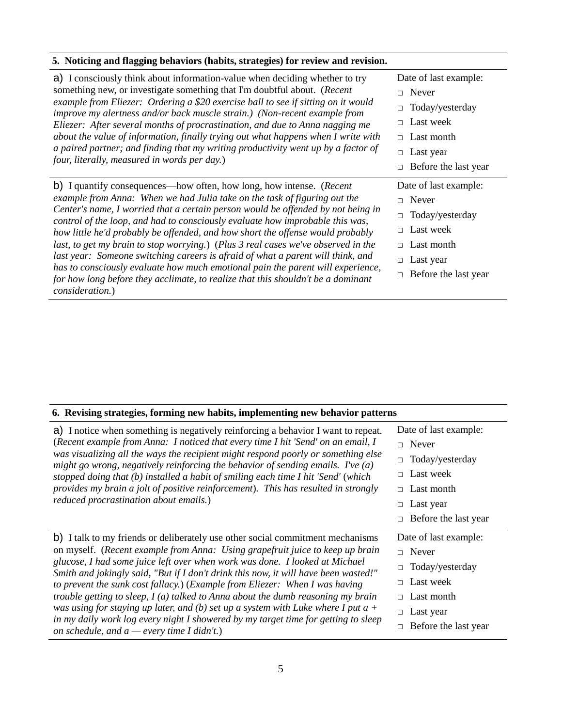| 5. Noticing and flagging behaviors (habits, strategies) for review and revision. | |
|---|---|
| a) I consciously think about information-value when deciding whether to try something new, or investigate something that I'm doubtful about. (*Recent example from Eliezer: Ordering a $20 exercise ball to see if sitting on it would improve my alertness and/or back muscle strain.) (Non-recent example from Eliezer: After several months of procrastination, and due to Anna nagging me about the value of information, finally trying out what happens when I write with a paired partner; and finding that my writing productivity went up by a factor of four, literally, measured in words per day.*) | Date of last example:<br>□ Never<br>□ Today/yesterday<br>□ Last week<br>□ Last month<br>□ Last year<br>□ Before the last year |
| b) I quantify consequences—how often, how long, how intense. (*Recent example from Anna: When we had Julia take on the task of figuring out the Center's name, I worried that a certain person would be offended by not being in control of the loop, and had to consciously evaluate how improbable this was, how little he'd probably be offended, and how short the offense would probably last, to get my brain to stop worrying.*) (*Plus 3 real cases we've observed in the last year: Someone switching careers is afraid of what a parent will think, and has to consciously evaluate how much emotional pain the parent will experience, for how long before they acclimate, to realize that this shouldn't be a dominant consideration.*) | Date of last example:<br>□ Never<br>□ Today/yesterday<br>□ Last week<br>□ Last month<br>□ Last year<br>□ Before the last year |

| 6. Revising strategies, forming new habits, implementing new behavior patterns | |
|---|---|
| a) I notice when something is negatively reinforcing a behavior I want to repeat. (*Recent example from Anna: I noticed that every time I hit 'Send' on an email, I was visualizing all the ways the recipient might respond poorly or something else might go wrong, negatively reinforcing the behavior of sending emails. I've (a) stopped doing that (b) installed a habit of smiling each time I hit 'Send'* (*which provides my brain a jolt of positive reinforcement*). *This has resulted in strongly reduced procrastination about emails.*) | Date of last example:<br>□ Never<br>□ Today/yesterday<br>□ Last week<br>□ Last month<br>□ Last year<br>□ Before the last year |
| b) I talk to my friends or deliberately use other social commitment mechanisms on myself. (*Recent example from Anna: Using grapefruit juice to keep up brain glucose, I had some juice left over when work was done. I looked at Michael Smith and jokingly said, "But if I don't drink this now, it will have been wasted!" to prevent the sunk cost fallacy.*) (*Example from Eliezer: When I was having trouble getting to sleep, I (a) talked to Anna about the dumb reasoning my brain was using for staying up later, and (b) set up a system with Luke where I put a + in my daily work log every night I showered by my target time for getting to sleep on schedule, and a — every time I didn't.*) | Date of last example:<br>□ Never<br>□ Today/yesterday<br>□ Last week<br>□ Last month<br>□ Last year<br>□ Before the last year |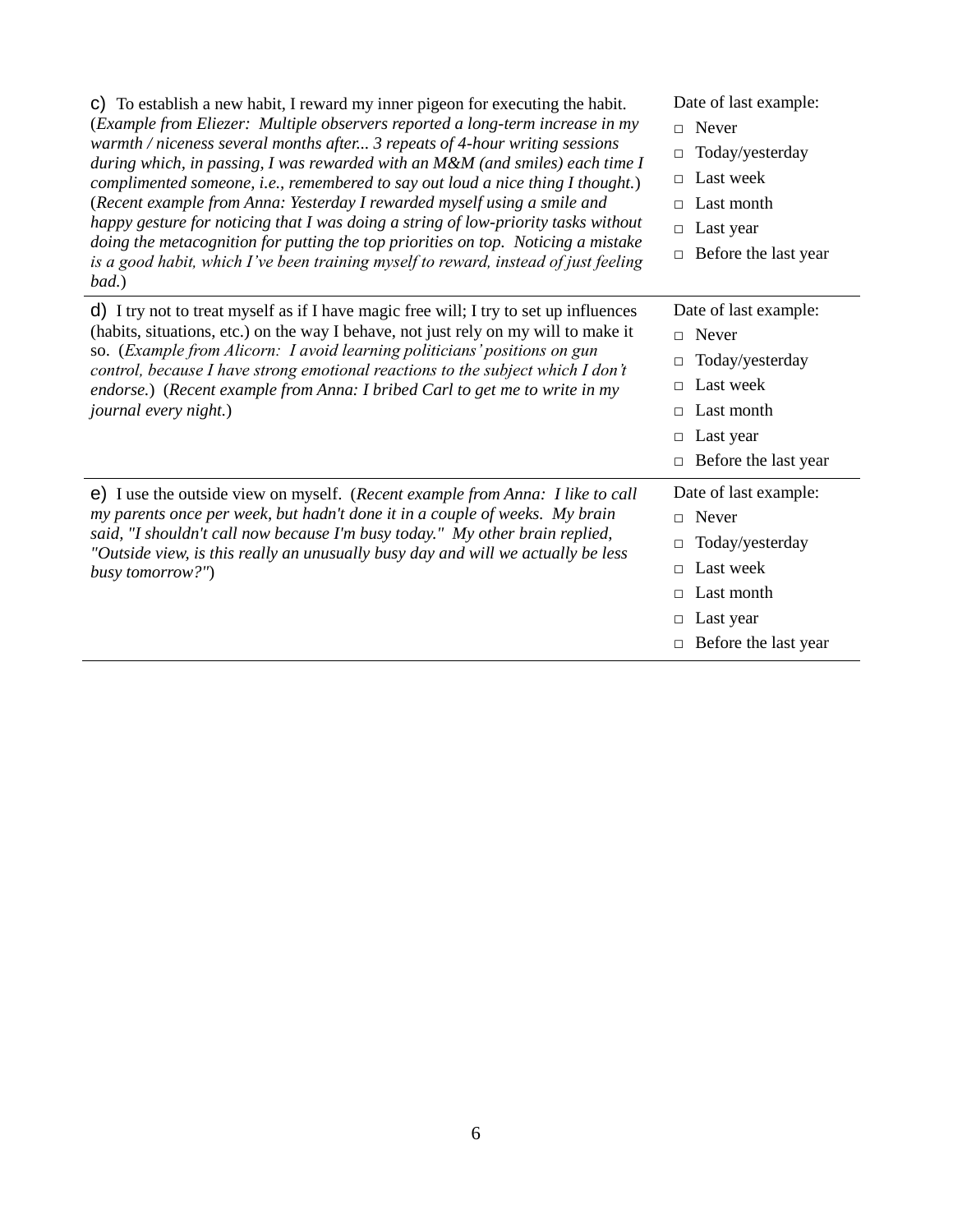| | |
|---|---|
| c) To establish a new habit, I reward my inner pigeon for executing the habit. (*Example from Eliezer: Multiple observers reported a long-term increase in my warmth / niceness several months after... 3 repeats of 4-hour writing sessions during which, in passing, I was rewarded with an M&M (and smiles) each time I complimented someone, i.e., remembered to say out loud a nice thing I thought.*) (*Recent example from Anna: Yesterday I rewarded myself using a smile and happy gesture for noticing that I was doing a string of low-priority tasks without doing the metacognition for putting the top priorities on top. Noticing a mistake is a good habit, which I've been training myself to reward, instead of just feeling bad.*) | Date of last example:<br>□ Never<br>□ Today/yesterday<br>□ Last week<br>□ Last month<br>□ Last year<br>□ Before the last year |
| d) I try not to treat myself as if I have magic free will; I try to set up influences (habits, situations, etc.) on the way I behave, not just rely on my will to make it so. (*Example from Alicorn: I avoid learning politicians' positions on gun control, because I have strong emotional reactions to the subject which I don't endorse.*) (*Recent example from Anna: I bribed Carl to get me to write in my journal every night.*) | Date of last example:<br>□ Never<br>□ Today/yesterday<br>□ Last week<br>□ Last month<br>□ Last year<br>□ Before the last year |
| e) I use the outside view on myself. (*Recent example from Anna: I like to call my parents once per week, but hadn't done it in a couple of weeks. My brain said, "I shouldn't call now because I'm busy today." My other brain replied, "Outside view, is this really an unusually busy day and will we actually be less busy tomorrow?"*) | Date of last example:<br>□ Never<br>□ Today/yesterday<br>□ Last week<br>□ Last month<br>□ Last year<br>□ Before the last year |